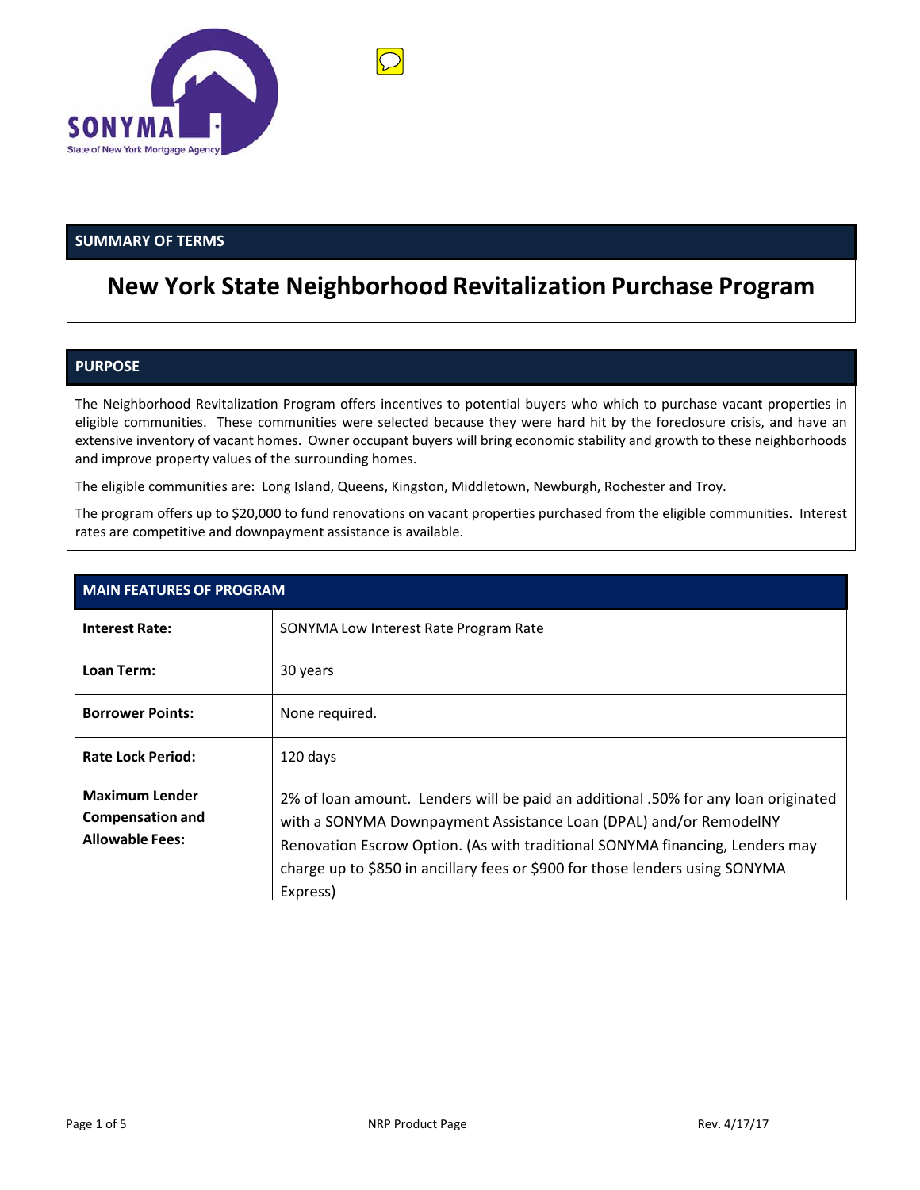## SUMMARY OF TERMS

# New York State Neighborhood Revitalization Purchase Program

## PURPOSE

The Neighborhood Revitalization Program offers incentives to potential buyers who which to purchase vacant properties in eligible communities. These communities were selected because they were hard hit by the foreclosure crisis, and have an extensive inventory of vacant homes. Owner occupant buyers will bring economic stability and growth to these neighborhoods and improve property values of the surrounding homes.

The eligible communities are: Long Island, Queens, Kingston, Middletown, Newburgh, Rochester and Troy.

The program offers up to $20,000 to fund renovations on vacant properties purchased from the eligible communities. Interest rates are competitive and downpayment assistance is available.

| MAIN FEATURES OF PROGRAM | |
|---|---|
| **Interest Rate:** | SONYMA Low Interest Rate Program Rate |
| **Loan Term:** | 30 years |
| **Borrower Points:** | None required. |
| **Rate Lock Period:** | 120 days |
| **Maximum Lender Compensation and Allowable Fees:** | 2% of loan amount. Lenders will be paid an additional .50% for any loan originated with a SONYMA Downpayment Assistance Loan (DPAL) and/or RemodelNY Renovation Escrow Option. (As with traditional SONYMA financing, Lenders may charge up to $850 in ancillary fees or $900 for those lenders using SONYMA Express) |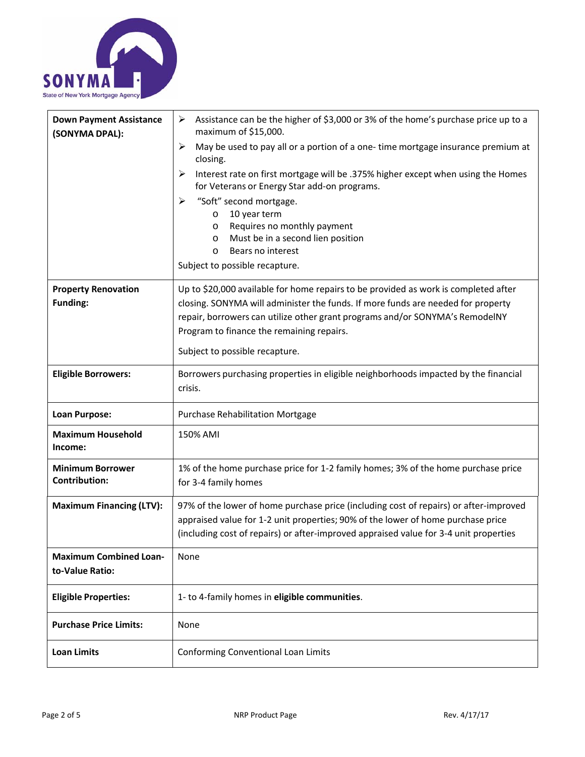| | |
|---|---|
| **Down Payment Assistance (SONYMA DPAL):** | ➢ Assistance can be the higher of \$3,000 or 3% of the home's purchase price up to a maximum of \$15,000.<br>➢ May be used to pay all or a portion of a one- time mortgage insurance premium at closing.<br>➢ Interest rate on first mortgage will be .375% higher except when using the Homes for Veterans or Energy Star add-on programs.<br>➢ "Soft" second mortgage.<br>o 10 year term<br>o Requires no monthly payment<br>o Must be in a second lien position<br>o Bears no interest<br>Subject to possible recapture. |
| **Property Renovation Funding:** | Up to \$20,000 available for home repairs to be provided as work is completed after closing. SONYMA will administer the funds. If more funds are needed for property repair, borrowers can utilize other grant programs and/or SONYMA's RemodelNY Program to finance the remaining repairs.<br>Subject to possible recapture. |
| **Eligible Borrowers:** | Borrowers purchasing properties in eligible neighborhoods impacted by the financial crisis. |
| **Loan Purpose:** | Purchase Rehabilitation Mortgage |
| **Maximum Household Income:** | 150% AMI |
| **Minimum Borrower Contribution:** | 1% of the home purchase price for 1-2 family homes; 3% of the home purchase price for 3-4 family homes |
| **Maximum Financing (LTV):** | 97% of the lower of home purchase price (including cost of repairs) or after-improved appraised value for 1-2 unit properties; 90% of the lower of home purchase price (including cost of repairs) or after-improved appraised value for 3-4 unit properties |
| **Maximum Combined Loan-to-Value Ratio:** | None |
| **Eligible Properties:** | 1- to 4-family homes in **eligible communities**. |
| **Purchase Price Limits:** | None |
| **Loan Limits** | Conforming Conventional Loan Limits |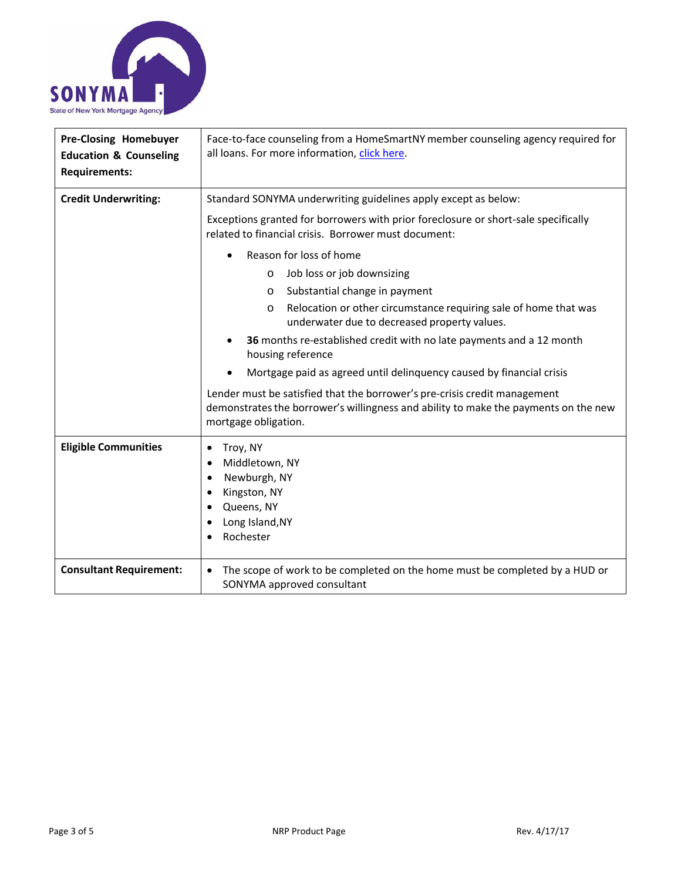| | |
|---|---|
| **Pre-Closing Homebuyer Education & Counseling Requirements:** | Face-to-face counseling from a HomeSmartNY member counseling agency required for all loans. For more information, [click here](). |
| **Credit Underwriting:** | Standard SONYMA underwriting guidelines apply except as below:<br><br>Exceptions granted for borrowers with prior foreclosure or short-sale specifically related to financial crisis. Borrower must document:<br><br>• Reason for loss of home<br>&nbsp;&nbsp;&nbsp;&nbsp;o Job loss or job downsizing<br>&nbsp;&nbsp;&nbsp;&nbsp;o Substantial change in payment<br>&nbsp;&nbsp;&nbsp;&nbsp;o Relocation or other circumstance requiring sale of home that was underwater due to decreased property values.<br>• **36** months re-established credit with no late payments and a 12 month housing reference<br>• Mortgage paid as agreed until delinquency caused by financial crisis<br><br>Lender must be satisfied that the borrower's pre-crisis credit management demonstrates the borrower's willingness and ability to make the payments on the new mortgage obligation. |
| **Eligible Communities** | • Troy, NY<br>• Middletown, NY<br>• Newburgh, NY<br>• Kingston, NY<br>• Queens, NY<br>• Long Island,NY<br>• Rochester |
| **Consultant Requirement:** | • The scope of work to be completed on the home must be completed by a HUD or SONYMA approved consultant |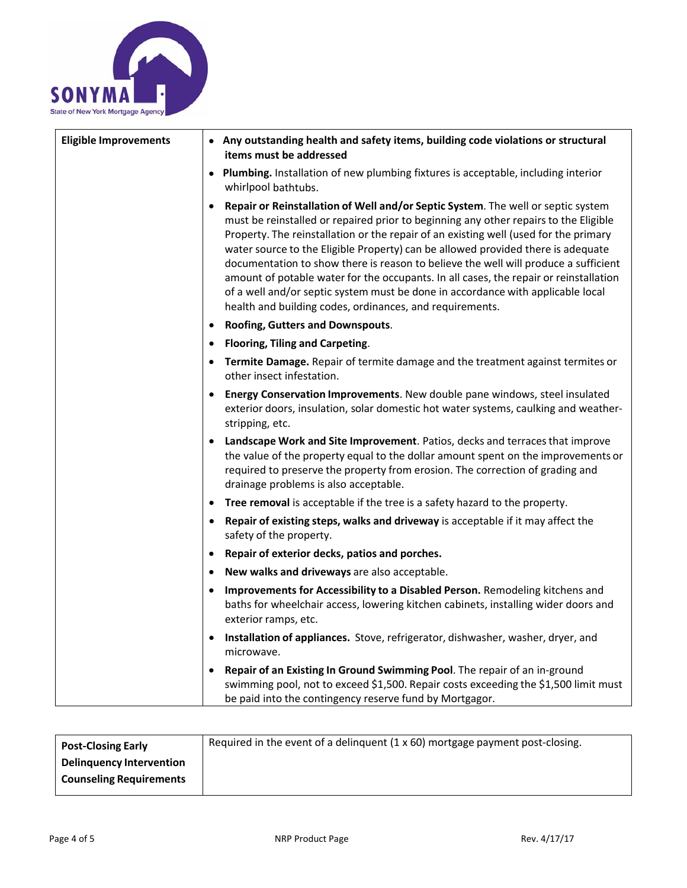| | |
|---|---|
| **Eligible Improvements** | • **Any outstanding health and safety items, building code violations or structural items must be addressed**<br>• **Plumbing.** Installation of new plumbing fixtures is acceptable, including interior whirlpool bathtubs.<br>• **Repair or Reinstallation of Well and/or Septic System**. The well or septic system must be reinstalled or repaired prior to beginning any other repairs to the Eligible Property. The reinstallation or the repair of an existing well (used for the primary water source to the Eligible Property) can be allowed provided there is adequate documentation to show there is reason to believe the well will produce a sufficient amount of potable water for the occupants. In all cases, the repair or reinstallation of a well and/or septic system must be done in accordance with applicable local health and building codes, ordinances, and requirements.<br>• **Roofing, Gutters and Downspouts**.<br>• **Flooring, Tiling and Carpeting**.<br>• **Termite Damage.** Repair of termite damage and the treatment against termites or other insect infestation.<br>• **Energy Conservation Improvements**. New double pane windows, steel insulated exterior doors, insulation, solar domestic hot water systems, caulking and weather-stripping, etc.<br>• **Landscape Work and Site Improvement**. Patios, decks and terraces that improve the value of the property equal to the dollar amount spent on the improvements or required to preserve the property from erosion. The correction of grading and drainage problems is also acceptable.<br>• **Tree removal** is acceptable if the tree is a safety hazard to the property.<br>• **Repair of existing steps, walks and driveway** is acceptable if it may affect the safety of the property.<br>• **Repair of exterior decks, patios and porches.**<br>• **New walks and driveways** are also acceptable.<br>• **Improvements for Accessibility to a Disabled Person.** Remodeling kitchens and baths for wheelchair access, lowering kitchen cabinets, installing wider doors and exterior ramps, etc.<br>• **Installation of appliances.** Stove, refrigerator, dishwasher, washer, dryer, and microwave.<br>• **Repair of an Existing In Ground Swimming Pool**. The repair of an in-ground swimming pool, not to exceed $1,500. Repair costs exceeding the $1,500 limit must be paid into the contingency reserve fund by Mortgagor. |

| | |
|---|---|
| **Post-Closing Early Delinquency Intervention Counseling Requirements** | Required in the event of a delinquent (1 x 60) mortgage payment post-closing. |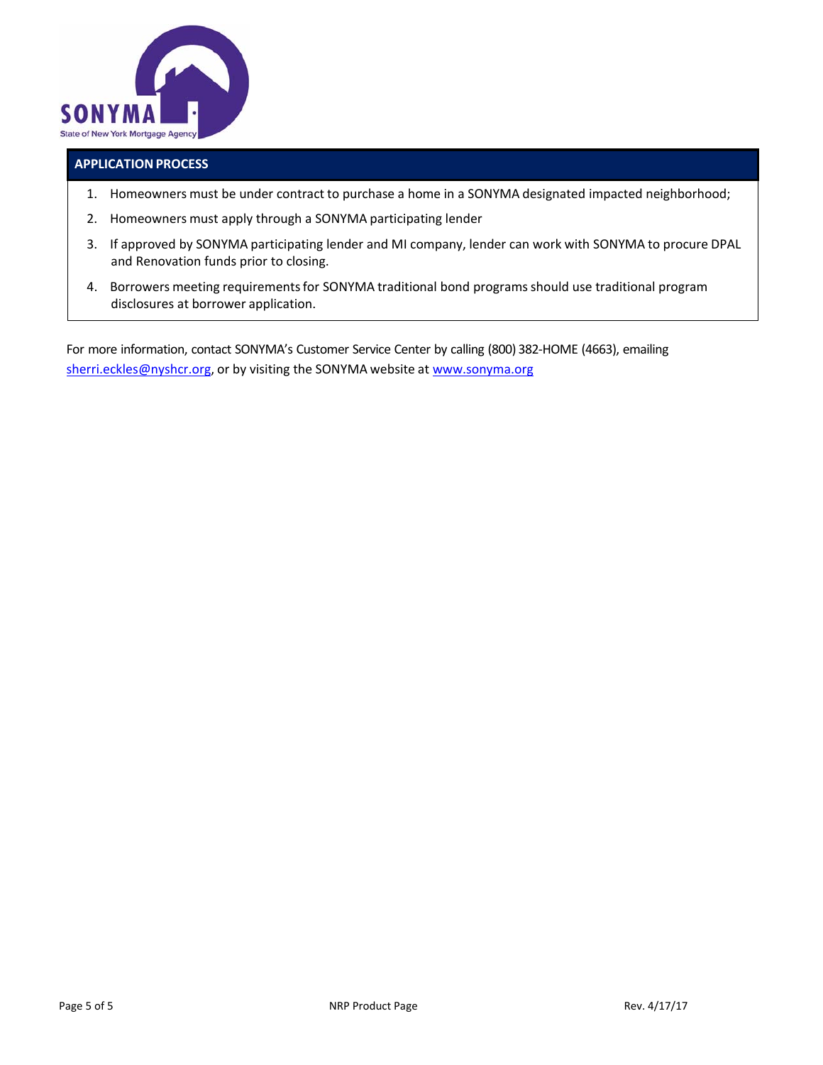## APPLICATION PROCESS

1. Homeowners must be under contract to purchase a home in a SONYMA designated impacted neighborhood;
2. Homeowners must apply through a SONYMA participating lender
3. If approved by SONYMA participating lender and MI company, lender can work with SONYMA to procure DPAL and Renovation funds prior to closing.
4. Borrowers meeting requirements for SONYMA traditional bond programs should use traditional program disclosures at borrower application.

For more information, contact SONYMA's Customer Service Center by calling (800) 382-HOME (4663), emailing sherri.eckles@nyshcr.org, or by visiting the SONYMA website at www.sonyma.org